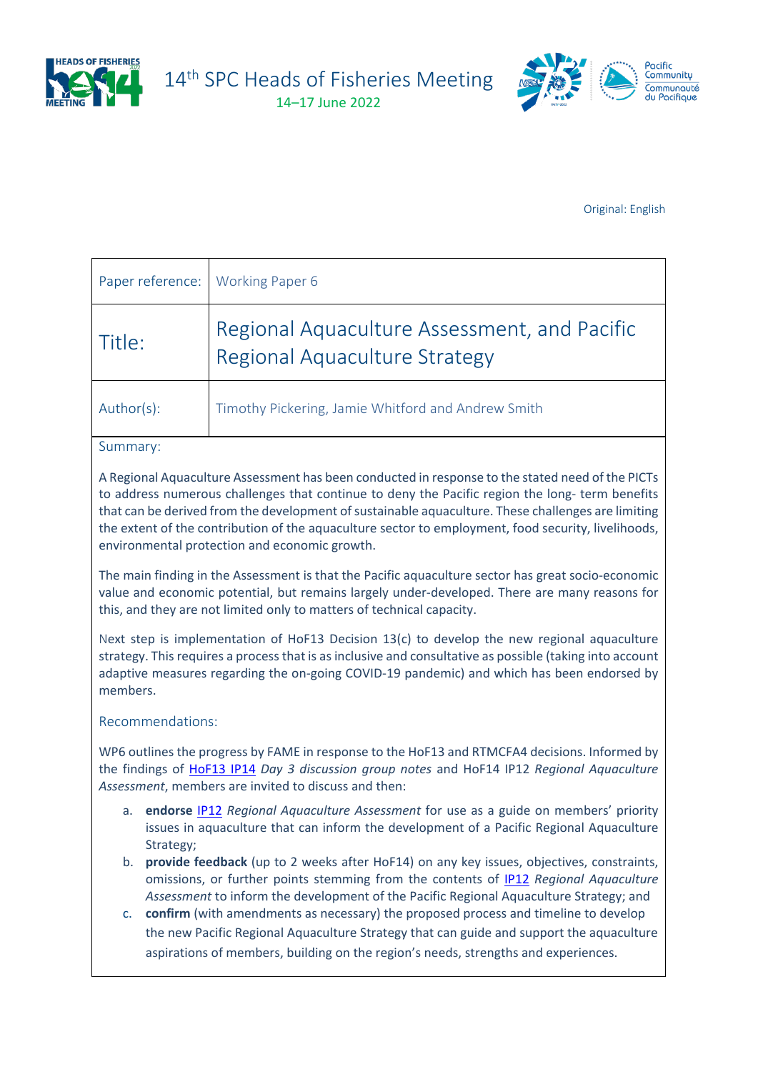14th SPC Heads of Fisheries Meeting

14–17 June 2022

Original: English

| Paper reference: | Working Paper 6 |
|---|---|
| Title: | Regional Aquaculture Assessment, and Pacific Regional Aquaculture Strategy |
| Author(s): | Timothy Pickering, Jamie Whitford and Andrew Smith |

Summary:

A Regional Aquaculture Assessment has been conducted in response to the stated need of the PICTs to address numerous challenges that continue to deny the Pacific region the long- term benefits that can be derived from the development of sustainable aquaculture. These challenges are limiting the extent of the contribution of the aquaculture sector to employment, food security, livelihoods, environmental protection and economic growth.

The main finding in the Assessment is that the Pacific aquaculture sector has great socio-economic value and economic potential, but remains largely under-developed. There are many reasons for this, and they are not limited only to matters of technical capacity.

Next step is implementation of HoF13 Decision 13(c) to develop the new regional aquaculture strategy. This requires a process that is as inclusive and consultative as possible (taking into account adaptive measures regarding the on-going COVID-19 pandemic) and which has been endorsed by members.

Recommendations:

WP6 outlines the progress by FAME in response to the HoF13 and RTMCFA4 decisions. Informed by the findings of HoF13 IP14 *Day 3 discussion group notes* and HoF14 IP12 *Regional Aquaculture Assessment*, members are invited to discuss and then:

a. **endorse** IP12 *Regional Aquaculture Assessment* for use as a guide on members' priority issues in aquaculture that can inform the development of a Pacific Regional Aquaculture Strategy;
b. **provide feedback** (up to 2 weeks after HoF14) on any key issues, objectives, constraints, omissions, or further points stemming from the contents of IP12 *Regional Aquaculture Assessment* to inform the development of the Pacific Regional Aquaculture Strategy; and
c. **confirm** (with amendments as necessary) the proposed process and timeline to develop the new Pacific Regional Aquaculture Strategy that can guide and support the aquaculture aspirations of members, building on the region's needs, strengths and experiences.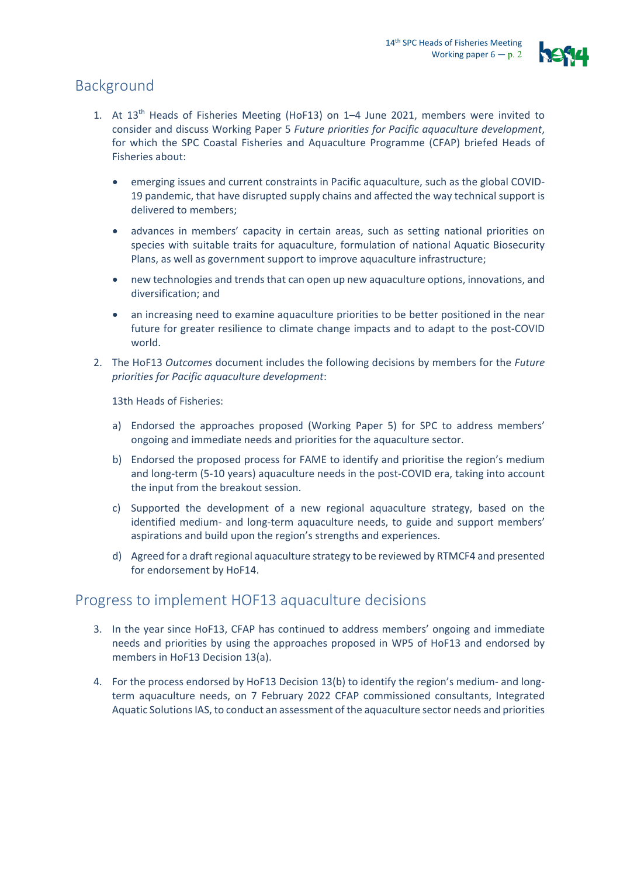## Background

1. At 13th Heads of Fisheries Meeting (HoF13) on 1–4 June 2021, members were invited to consider and discuss Working Paper 5 *Future priorities for Pacific aquaculture development*, for which the SPC Coastal Fisheries and Aquaculture Programme (CFAP) briefed Heads of Fisheries about:

   - emerging issues and current constraints in Pacific aquaculture, such as the global COVID-19 pandemic, that have disrupted supply chains and affected the way technical support is delivered to members;
   - advances in members' capacity in certain areas, such as setting national priorities on species with suitable traits for aquaculture, formulation of national Aquatic Biosecurity Plans, as well as government support to improve aquaculture infrastructure;
   - new technologies and trends that can open up new aquaculture options, innovations, and diversification; and
   - an increasing need to examine aquaculture priorities to be better positioned in the near future for greater resilience to climate change impacts and to adapt to the post-COVID world.

2. The HoF13 *Outcomes* document includes the following decisions by members for the *Future priorities for Pacific aquaculture development*:

   13th Heads of Fisheries:

   a) Endorsed the approaches proposed (Working Paper 5) for SPC to address members' ongoing and immediate needs and priorities for the aquaculture sector.

   b) Endorsed the proposed process for FAME to identify and prioritise the region's medium and long-term (5-10 years) aquaculture needs in the post-COVID era, taking into account the input from the breakout session.

   c) Supported the development of a new regional aquaculture strategy, based on the identified medium- and long-term aquaculture needs, to guide and support members' aspirations and build upon the region's strengths and experiences.

   d) Agreed for a draft regional aquaculture strategy to be reviewed by RTMCF4 and presented for endorsement by HoF14.

## Progress to implement HOF13 aquaculture decisions

3. In the year since HoF13, CFAP has continued to address members' ongoing and immediate needs and priorities by using the approaches proposed in WP5 of HoF13 and endorsed by members in HoF13 Decision 13(a).

4. For the process endorsed by HoF13 Decision 13(b) to identify the region's medium- and long-term aquaculture needs, on 7 February 2022 CFAP commissioned consultants, Integrated Aquatic Solutions IAS, to conduct an assessment of the aquaculture sector needs and priorities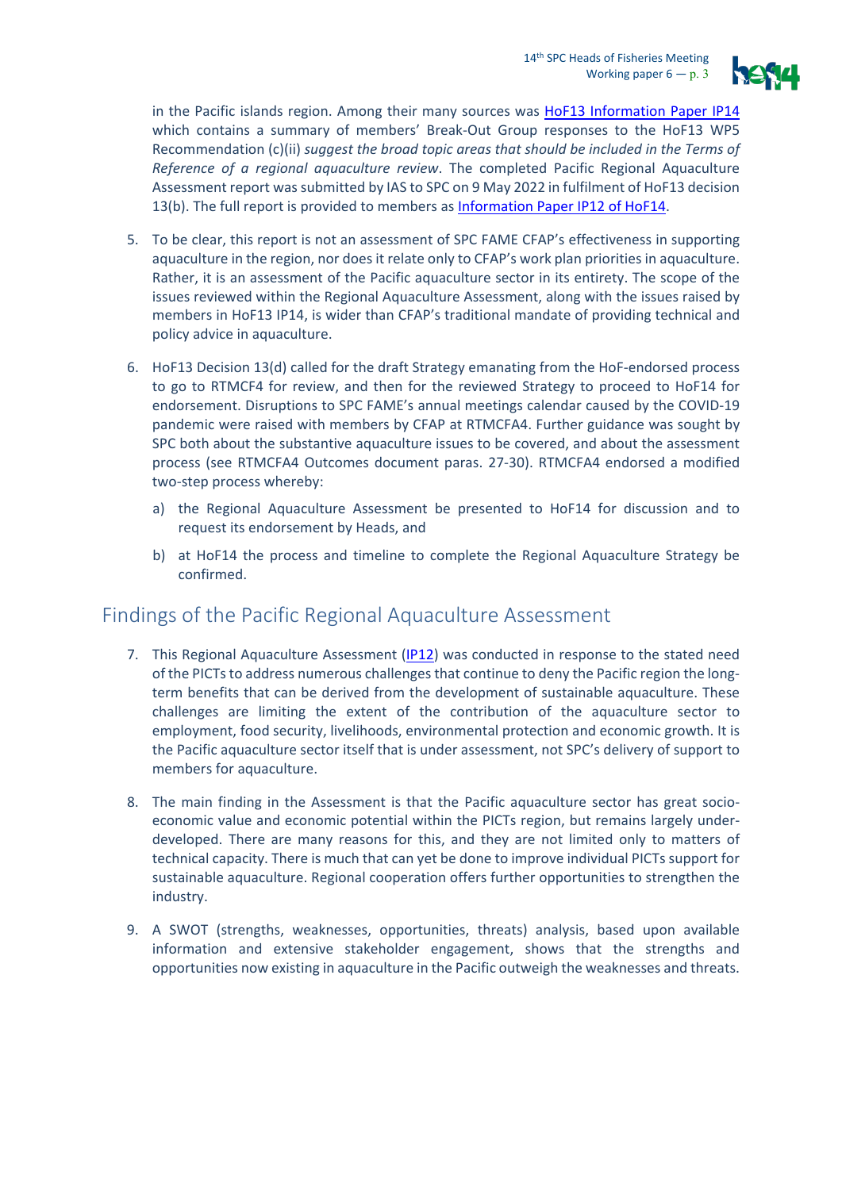in the Pacific islands region. Among their many sources was HoF13 Information Paper IP14 which contains a summary of members' Break-Out Group responses to the HoF13 WP5 Recommendation (c)(ii) *suggest the broad topic areas that should be included in the Terms of Reference of a regional aquaculture review*. The completed Pacific Regional Aquaculture Assessment report was submitted by IAS to SPC on 9 May 2022 in fulfilment of HoF13 decision 13(b). The full report is provided to members as Information Paper IP12 of HoF14.

5. To be clear, this report is not an assessment of SPC FAME CFAP's effectiveness in supporting aquaculture in the region, nor does it relate only to CFAP's work plan priorities in aquaculture. Rather, it is an assessment of the Pacific aquaculture sector in its entirety. The scope of the issues reviewed within the Regional Aquaculture Assessment, along with the issues raised by members in HoF13 IP14, is wider than CFAP's traditional mandate of providing technical and policy advice in aquaculture.

6. HoF13 Decision 13(d) called for the draft Strategy emanating from the HoF-endorsed process to go to RTMCF4 for review, and then for the reviewed Strategy to proceed to HoF14 for endorsement. Disruptions to SPC FAME's annual meetings calendar caused by the COVID-19 pandemic were raised with members by CFAP at RTMCFA4. Further guidance was sought by SPC both about the substantive aquaculture issues to be covered, and about the assessment process (see RTMCFA4 Outcomes document paras. 27-30). RTMCFA4 endorsed a modified two-step process whereby:

   a) the Regional Aquaculture Assessment be presented to HoF14 for discussion and to request its endorsement by Heads, and

   b) at HoF14 the process and timeline to complete the Regional Aquaculture Strategy be confirmed.

## Findings of the Pacific Regional Aquaculture Assessment

7. This Regional Aquaculture Assessment (IP12) was conducted in response to the stated need of the PICTs to address numerous challenges that continue to deny the Pacific region the long-term benefits that can be derived from the development of sustainable aquaculture. These challenges are limiting the extent of the contribution of the aquaculture sector to employment, food security, livelihoods, environmental protection and economic growth. It is the Pacific aquaculture sector itself that is under assessment, not SPC's delivery of support to members for aquaculture.

8. The main finding in the Assessment is that the Pacific aquaculture sector has great socio-economic value and economic potential within the PICTs region, but remains largely under-developed. There are many reasons for this, and they are not limited only to matters of technical capacity. There is much that can yet be done to improve individual PICTs support for sustainable aquaculture. Regional cooperation offers further opportunities to strengthen the industry.

9. A SWOT (strengths, weaknesses, opportunities, threats) analysis, based upon available information and extensive stakeholder engagement, shows that the strengths and opportunities now existing in aquaculture in the Pacific outweigh the weaknesses and threats.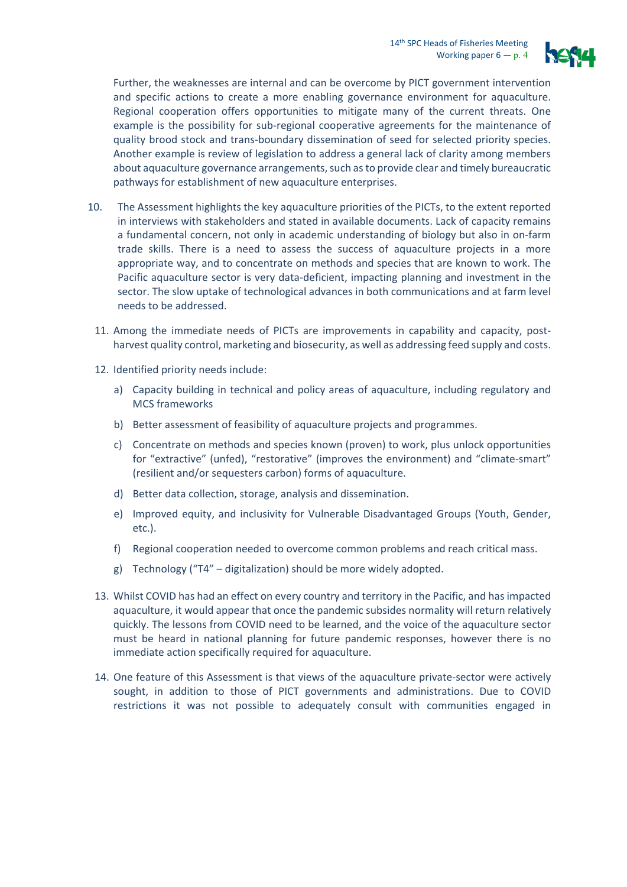Further, the weaknesses are internal and can be overcome by PICT government intervention and specific actions to create a more enabling governance environment for aquaculture. Regional cooperation offers opportunities to mitigate many of the current threats. One example is the possibility for sub-regional cooperative agreements for the maintenance of quality brood stock and trans-boundary dissemination of seed for selected priority species. Another example is review of legislation to address a general lack of clarity among members about aquaculture governance arrangements, such as to provide clear and timely bureaucratic pathways for establishment of new aquaculture enterprises.

10. The Assessment highlights the key aquaculture priorities of the PICTs, to the extent reported in interviews with stakeholders and stated in available documents. Lack of capacity remains a fundamental concern, not only in academic understanding of biology but also in on-farm trade skills. There is a need to assess the success of aquaculture projects in a more appropriate way, and to concentrate on methods and species that are known to work. The Pacific aquaculture sector is very data-deficient, impacting planning and investment in the sector. The slow uptake of technological advances in both communications and at farm level needs to be addressed.

11. Among the immediate needs of PICTs are improvements in capability and capacity, post-harvest quality control, marketing and biosecurity, as well as addressing feed supply and costs.

12. Identified priority needs include:

    a) Capacity building in technical and policy areas of aquaculture, including regulatory and MCS frameworks

    b) Better assessment of feasibility of aquaculture projects and programmes.

    c) Concentrate on methods and species known (proven) to work, plus unlock opportunities for "extractive" (unfed), "restorative" (improves the environment) and "climate-smart" (resilient and/or sequesters carbon) forms of aquaculture.

    d) Better data collection, storage, analysis and dissemination.

    e) Improved equity, and inclusivity for Vulnerable Disadvantaged Groups (Youth, Gender, etc.).

    f) Regional cooperation needed to overcome common problems and reach critical mass.

    g) Technology ("T4" – digitalization) should be more widely adopted.

13. Whilst COVID has had an effect on every country and territory in the Pacific, and has impacted aquaculture, it would appear that once the pandemic subsides normality will return relatively quickly. The lessons from COVID need to be learned, and the voice of the aquaculture sector must be heard in national planning for future pandemic responses, however there is no immediate action specifically required for aquaculture.

14. One feature of this Assessment is that views of the aquaculture private-sector were actively sought, in addition to those of PICT governments and administrations. Due to COVID restrictions it was not possible to adequately consult with communities engaged in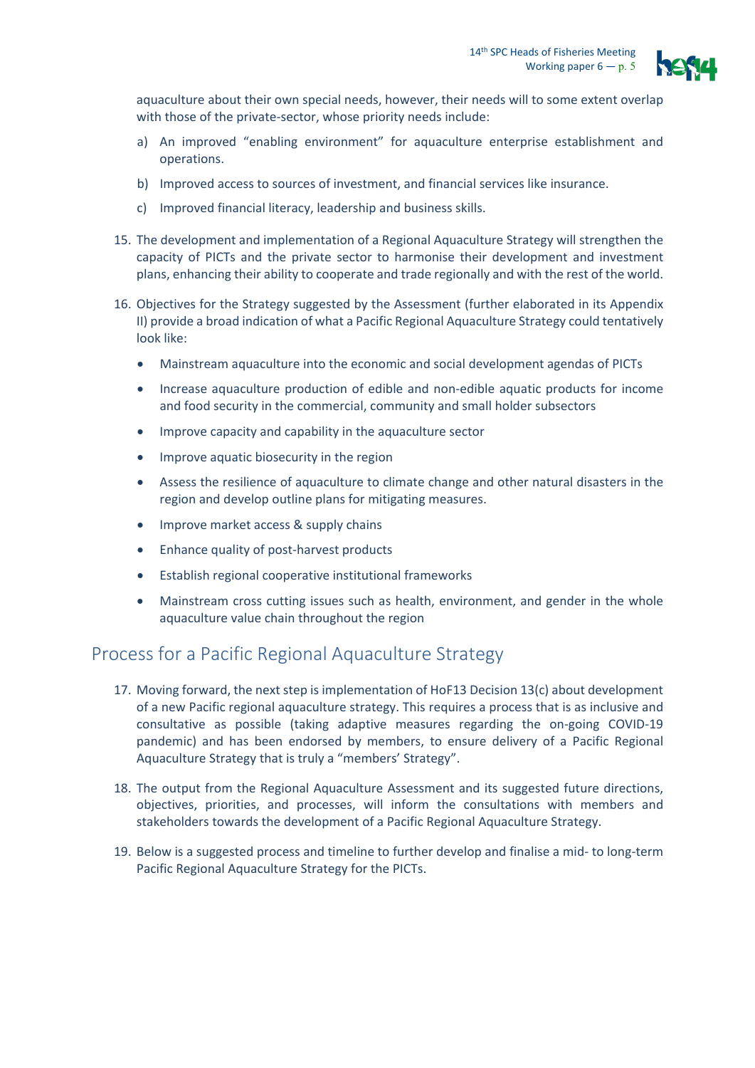aquaculture about their own special needs, however, their needs will to some extent overlap with those of the private-sector, whose priority needs include:

a) An improved "enabling environment" for aquaculture enterprise establishment and operations.

b) Improved access to sources of investment, and financial services like insurance.

c) Improved financial literacy, leadership and business skills.

15. The development and implementation of a Regional Aquaculture Strategy will strengthen the capacity of PICTs and the private sector to harmonise their development and investment plans, enhancing their ability to cooperate and trade regionally and with the rest of the world.

16. Objectives for the Strategy suggested by the Assessment (further elaborated in its Appendix II) provide a broad indication of what a Pacific Regional Aquaculture Strategy could tentatively look like:

- Mainstream aquaculture into the economic and social development agendas of PICTs
- Increase aquaculture production of edible and non-edible aquatic products for income and food security in the commercial, community and small holder subsectors
- Improve capacity and capability in the aquaculture sector
- Improve aquatic biosecurity in the region
- Assess the resilience of aquaculture to climate change and other natural disasters in the region and develop outline plans for mitigating measures.
- Improve market access & supply chains
- Enhance quality of post-harvest products
- Establish regional cooperative institutional frameworks
- Mainstream cross cutting issues such as health, environment, and gender in the whole aquaculture value chain throughout the region

## Process for a Pacific Regional Aquaculture Strategy

17. Moving forward, the next step is implementation of HoF13 Decision 13(c) about development of a new Pacific regional aquaculture strategy. This requires a process that is as inclusive and consultative as possible (taking adaptive measures regarding the on-going COVID-19 pandemic) and has been endorsed by members, to ensure delivery of a Pacific Regional Aquaculture Strategy that is truly a "members' Strategy".

18. The output from the Regional Aquaculture Assessment and its suggested future directions, objectives, priorities, and processes, will inform the consultations with members and stakeholders towards the development of a Pacific Regional Aquaculture Strategy.

19. Below is a suggested process and timeline to further develop and finalise a mid- to long-term Pacific Regional Aquaculture Strategy for the PICTs.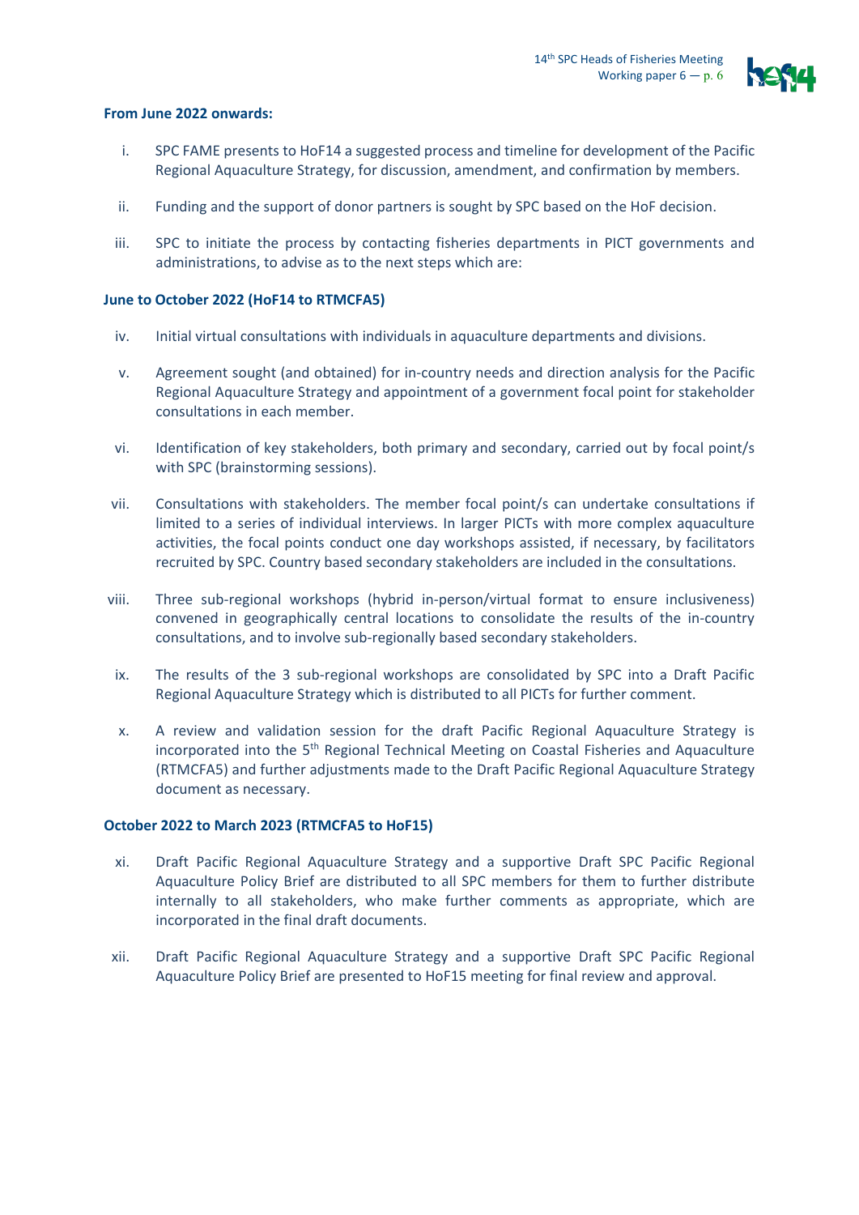**From June 2022 onwards:**

i. SPC FAME presents to HoF14 a suggested process and timeline for development of the Pacific Regional Aquaculture Strategy, for discussion, amendment, and confirmation by members.

ii. Funding and the support of donor partners is sought by SPC based on the HoF decision.

iii. SPC to initiate the process by contacting fisheries departments in PICT governments and administrations, to advise as to the next steps which are:

**June to October 2022 (HoF14 to RTMCFA5)**

iv. Initial virtual consultations with individuals in aquaculture departments and divisions.

v. Agreement sought (and obtained) for in-country needs and direction analysis for the Pacific Regional Aquaculture Strategy and appointment of a government focal point for stakeholder consultations in each member.

vi. Identification of key stakeholders, both primary and secondary, carried out by focal point/s with SPC (brainstorming sessions).

vii. Consultations with stakeholders. The member focal point/s can undertake consultations if limited to a series of individual interviews. In larger PICTs with more complex aquaculture activities, the focal points conduct one day workshops assisted, if necessary, by facilitators recruited by SPC. Country based secondary stakeholders are included in the consultations.

viii. Three sub-regional workshops (hybrid in-person/virtual format to ensure inclusiveness) convened in geographically central locations to consolidate the results of the in-country consultations, and to involve sub-regionally based secondary stakeholders.

ix. The results of the 3 sub-regional workshops are consolidated by SPC into a Draft Pacific Regional Aquaculture Strategy which is distributed to all PICTs for further comment.

x. A review and validation session for the draft Pacific Regional Aquaculture Strategy is incorporated into the 5th Regional Technical Meeting on Coastal Fisheries and Aquaculture (RTMCFA5) and further adjustments made to the Draft Pacific Regional Aquaculture Strategy document as necessary.

**October 2022 to March 2023 (RTMCFA5 to HoF15)**

xi. Draft Pacific Regional Aquaculture Strategy and a supportive Draft SPC Pacific Regional Aquaculture Policy Brief are distributed to all SPC members for them to further distribute internally to all stakeholders, who make further comments as appropriate, which are incorporated in the final draft documents.

xii. Draft Pacific Regional Aquaculture Strategy and a supportive Draft SPC Pacific Regional Aquaculture Policy Brief are presented to HoF15 meeting for final review and approval.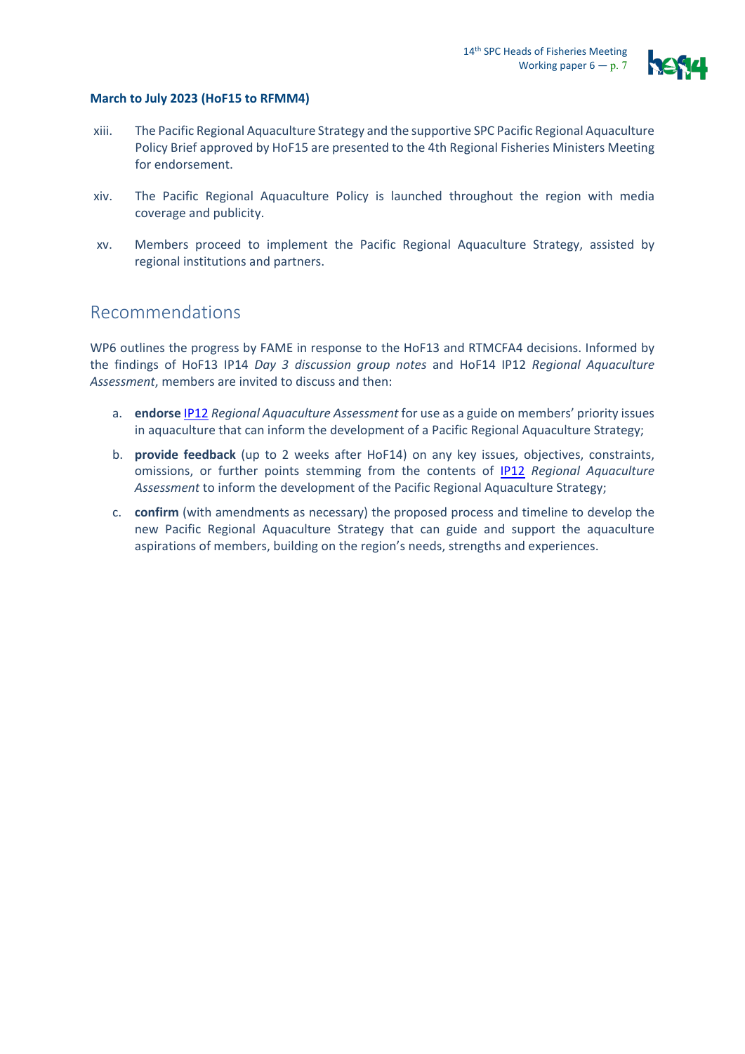**March to July 2023 (HoF15 to RFMM4)**

xiii. The Pacific Regional Aquaculture Strategy and the supportive SPC Pacific Regional Aquaculture Policy Brief approved by HoF15 are presented to the 4th Regional Fisheries Ministers Meeting for endorsement.

xiv. The Pacific Regional Aquaculture Policy is launched throughout the region with media coverage and publicity.

xv. Members proceed to implement the Pacific Regional Aquaculture Strategy, assisted by regional institutions and partners.

## Recommendations

WP6 outlines the progress by FAME in response to the HoF13 and RTMCFA4 decisions. Informed by the findings of HoF13 IP14 *Day 3 discussion group notes* and HoF14 IP12 *Regional Aquaculture Assessment*, members are invited to discuss and then:

a. **endorse** IP12 *Regional Aquaculture Assessment* for use as a guide on members' priority issues in aquaculture that can inform the development of a Pacific Regional Aquaculture Strategy;

b. **provide feedback** (up to 2 weeks after HoF14) on any key issues, objectives, constraints, omissions, or further points stemming from the contents of IP12 *Regional Aquaculture Assessment* to inform the development of the Pacific Regional Aquaculture Strategy;

c. **confirm** (with amendments as necessary) the proposed process and timeline to develop the new Pacific Regional Aquaculture Strategy that can guide and support the aquaculture aspirations of members, building on the region's needs, strengths and experiences.